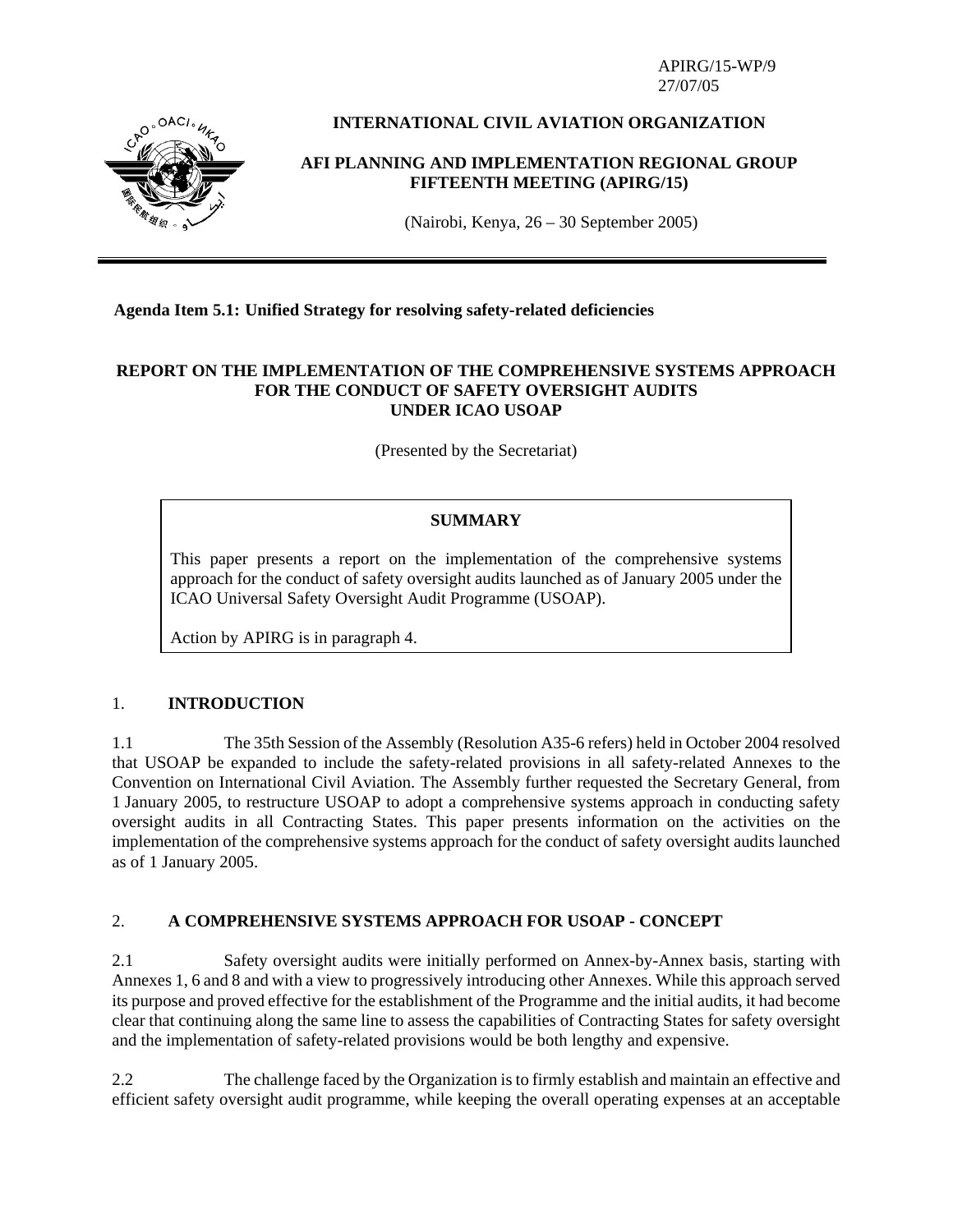APIRG/15-WP/9
27/07/05

**INTERNATIONAL CIVIL AVIATION ORGANIZATION**

**AFI PLANNING AND IMPLEMENTATION REGIONAL GROUP FIFTEENTH MEETING (APIRG/15)**

(Nairobi, Kenya, 26 – 30 September 2005)

---

**Agenda Item 5.1: Unified Strategy for resolving safety-related deficiencies**

# REPORT ON THE IMPLEMENTATION OF THE COMPREHENSIVE SYSTEMS APPROACH FOR THE CONDUCT OF SAFETY OVERSIGHT AUDITS UNDER ICAO USOAP

(Presented by the Secretariat)

| **SUMMARY** |
| --- |
| This paper presents a report on the implementation of the comprehensive systems approach for the conduct of safety oversight audits launched as of January 2005 under the ICAO Universal Safety Oversight Audit Programme (USOAP).<br><br>Action by APIRG is in paragraph 4. |

## 1. INTRODUCTION

1.1 The 35th Session of the Assembly (Resolution A35-6 refers) held in October 2004 resolved that USOAP be expanded to include the safety-related provisions in all safety-related Annexes to the Convention on International Civil Aviation. The Assembly further requested the Secretary General, from 1 January 2005, to restructure USOAP to adopt a comprehensive systems approach in conducting safety oversight audits in all Contracting States. This paper presents information on the activities on the implementation of the comprehensive systems approach for the conduct of safety oversight audits launched as of 1 January 2005.

## 2. A COMPREHENSIVE SYSTEMS APPROACH FOR USOAP - CONCEPT

2.1 Safety oversight audits were initially performed on Annex-by-Annex basis, starting with Annexes 1, 6 and 8 and with a view to progressively introducing other Annexes. While this approach served its purpose and proved effective for the establishment of the Programme and the initial audits, it had become clear that continuing along the same line to assess the capabilities of Contracting States for safety oversight and the implementation of safety-related provisions would be both lengthy and expensive.

2.2 The challenge faced by the Organization is to firmly establish and maintain an effective and efficient safety oversight audit programme, while keeping the overall operating expenses at an acceptable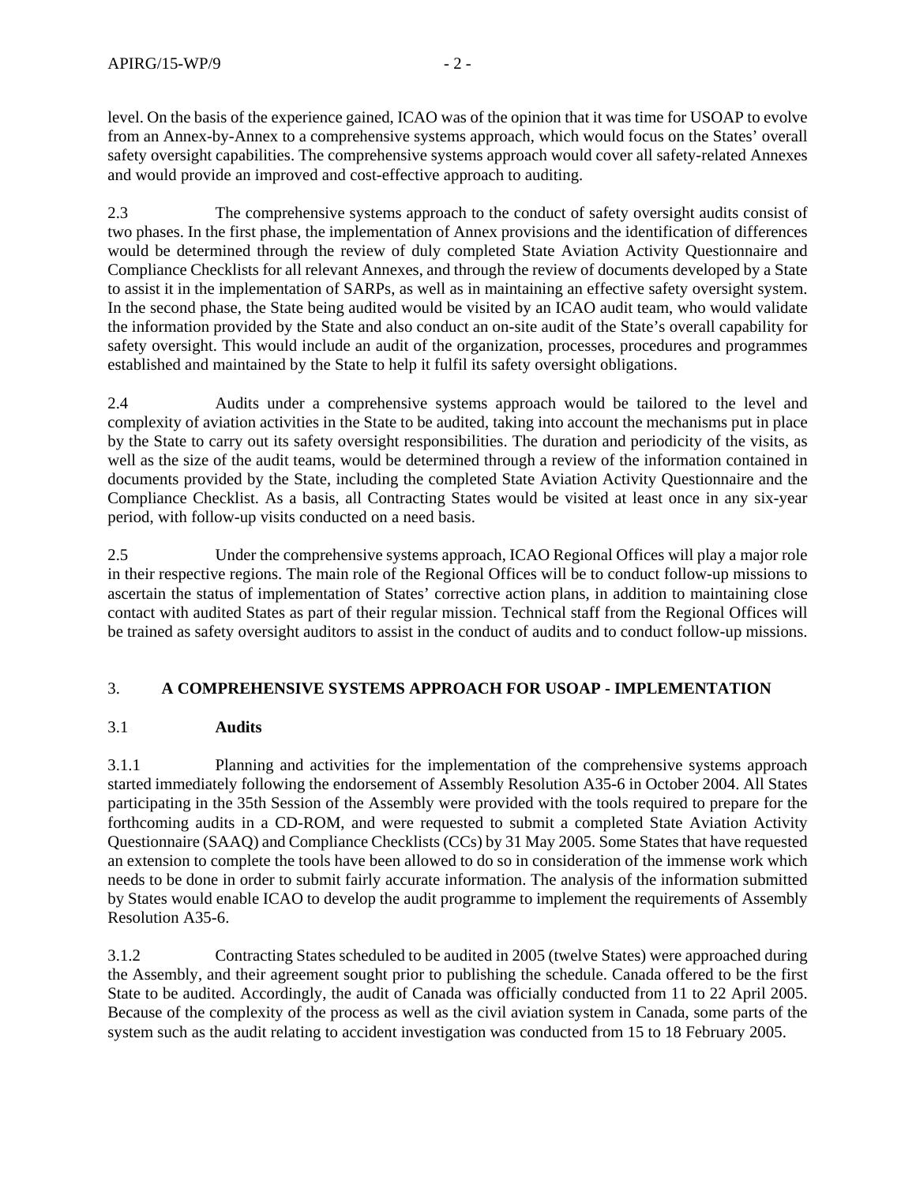level. On the basis of the experience gained, ICAO was of the opinion that it was time for USOAP to evolve from an Annex-by-Annex to a comprehensive systems approach, which would focus on the States' overall safety oversight capabilities. The comprehensive systems approach would cover all safety-related Annexes and would provide an improved and cost-effective approach to auditing.

2.3 The comprehensive systems approach to the conduct of safety oversight audits consist of two phases. In the first phase, the implementation of Annex provisions and the identification of differences would be determined through the review of duly completed State Aviation Activity Questionnaire and Compliance Checklists for all relevant Annexes, and through the review of documents developed by a State to assist it in the implementation of SARPs, as well as in maintaining an effective safety oversight system. In the second phase, the State being audited would be visited by an ICAO audit team, who would validate the information provided by the State and also conduct an on-site audit of the State's overall capability for safety oversight. This would include an audit of the organization, processes, procedures and programmes established and maintained by the State to help it fulfil its safety oversight obligations.

2.4 Audits under a comprehensive systems approach would be tailored to the level and complexity of aviation activities in the State to be audited, taking into account the mechanisms put in place by the State to carry out its safety oversight responsibilities. The duration and periodicity of the visits, as well as the size of the audit teams, would be determined through a review of the information contained in documents provided by the State, including the completed State Aviation Activity Questionnaire and the Compliance Checklist. As a basis, all Contracting States would be visited at least once in any six-year period, with follow-up visits conducted on a need basis.

2.5 Under the comprehensive systems approach, ICAO Regional Offices will play a major role in their respective regions. The main role of the Regional Offices will be to conduct follow-up missions to ascertain the status of implementation of States' corrective action plans, in addition to maintaining close contact with audited States as part of their regular mission. Technical staff from the Regional Offices will be trained as safety oversight auditors to assist in the conduct of audits and to conduct follow-up missions.

## 3. A COMPREHENSIVE SYSTEMS APPROACH FOR USOAP - IMPLEMENTATION

### 3.1 Audits

3.1.1 Planning and activities for the implementation of the comprehensive systems approach started immediately following the endorsement of Assembly Resolution A35-6 in October 2004. All States participating in the 35th Session of the Assembly were provided with the tools required to prepare for the forthcoming audits in a CD-ROM, and were requested to submit a completed State Aviation Activity Questionnaire (SAAQ) and Compliance Checklists (CCs) by 31 May 2005. Some States that have requested an extension to complete the tools have been allowed to do so in consideration of the immense work which needs to be done in order to submit fairly accurate information. The analysis of the information submitted by States would enable ICAO to develop the audit programme to implement the requirements of Assembly Resolution A35-6.

3.1.2 Contracting States scheduled to be audited in 2005 (twelve States) were approached during the Assembly, and their agreement sought prior to publishing the schedule. Canada offered to be the first State to be audited. Accordingly, the audit of Canada was officially conducted from 11 to 22 April 2005. Because of the complexity of the process as well as the civil aviation system in Canada, some parts of the system such as the audit relating to accident investigation was conducted from 15 to 18 February 2005.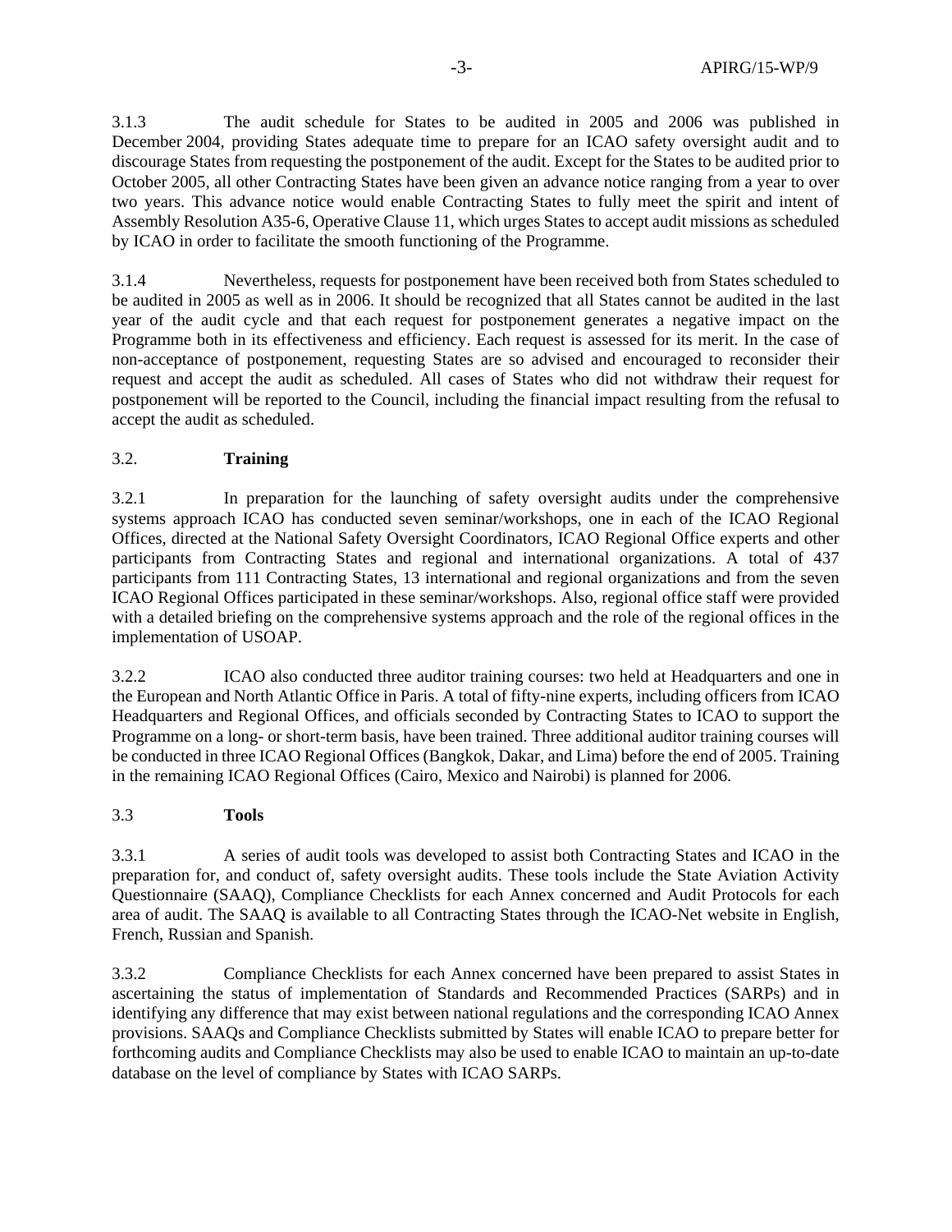3.1.3 The audit schedule for States to be audited in 2005 and 2006 was published in December 2004, providing States adequate time to prepare for an ICAO safety oversight audit and to discourage States from requesting the postponement of the audit. Except for the States to be audited prior to October 2005, all other Contracting States have been given an advance notice ranging from a year to over two years. This advance notice would enable Contracting States to fully meet the spirit and intent of Assembly Resolution A35-6, Operative Clause 11, which urges States to accept audit missions as scheduled by ICAO in order to facilitate the smooth functioning of the Programme.

3.1.4 Nevertheless, requests for postponement have been received both from States scheduled to be audited in 2005 as well as in 2006. It should be recognized that all States cannot be audited in the last year of the audit cycle and that each request for postponement generates a negative impact on the Programme both in its effectiveness and efficiency. Each request is assessed for its merit. In the case of non-acceptance of postponement, requesting States are so advised and encouraged to reconsider their request and accept the audit as scheduled. All cases of States who did not withdraw their request for postponement will be reported to the Council, including the financial impact resulting from the refusal to accept the audit as scheduled.

## 3.2. **Training**

3.2.1 In preparation for the launching of safety oversight audits under the comprehensive systems approach ICAO has conducted seven seminar/workshops, one in each of the ICAO Regional Offices, directed at the National Safety Oversight Coordinators, ICAO Regional Office experts and other participants from Contracting States and regional and international organizations. A total of 437 participants from 111 Contracting States, 13 international and regional organizations and from the seven ICAO Regional Offices participated in these seminar/workshops. Also, regional office staff were provided with a detailed briefing on the comprehensive systems approach and the role of the regional offices in the implementation of USOAP.

3.2.2 ICAO also conducted three auditor training courses: two held at Headquarters and one in the European and North Atlantic Office in Paris. A total of fifty-nine experts, including officers from ICAO Headquarters and Regional Offices, and officials seconded by Contracting States to ICAO to support the Programme on a long- or short-term basis, have been trained. Three additional auditor training courses will be conducted in three ICAO Regional Offices (Bangkok, Dakar, and Lima) before the end of 2005. Training in the remaining ICAO Regional Offices (Cairo, Mexico and Nairobi) is planned for 2006.

## 3.3 **Tools**

3.3.1 A series of audit tools was developed to assist both Contracting States and ICAO in the preparation for, and conduct of, safety oversight audits. These tools include the State Aviation Activity Questionnaire (SAAQ), Compliance Checklists for each Annex concerned and Audit Protocols for each area of audit. The SAAQ is available to all Contracting States through the ICAO-Net website in English, French, Russian and Spanish.

3.3.2 Compliance Checklists for each Annex concerned have been prepared to assist States in ascertaining the status of implementation of Standards and Recommended Practices (SARPs) and in identifying any difference that may exist between national regulations and the corresponding ICAO Annex provisions. SAAQs and Compliance Checklists submitted by States will enable ICAO to prepare better for forthcoming audits and Compliance Checklists may also be used to enable ICAO to maintain an up-to-date database on the level of compliance by States with ICAO SARPs.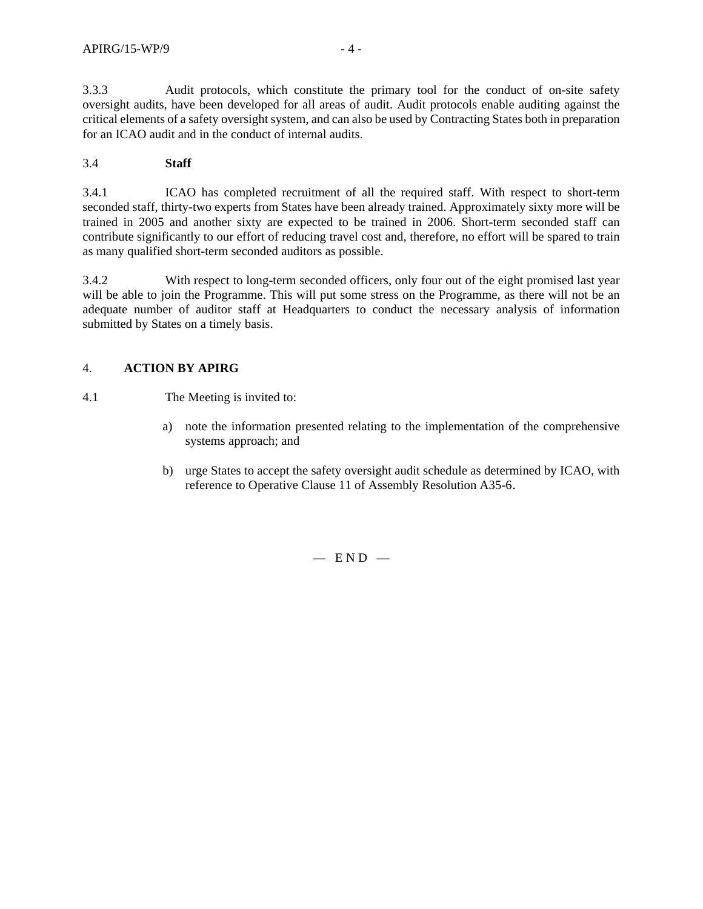3.3.3 Audit protocols, which constitute the primary tool for the conduct of on-site safety oversight audits, have been developed for all areas of audit. Audit protocols enable auditing against the critical elements of a safety oversight system, and can also be used by Contracting States both in preparation for an ICAO audit and in the conduct of internal audits.

### 3.4 **Staff**

3.4.1 ICAO has completed recruitment of all the required staff. With respect to short-term seconded staff, thirty-two experts from States have been already trained. Approximately sixty more will be trained in 2005 and another sixty are expected to be trained in 2006. Short-term seconded staff can contribute significantly to our effort of reducing travel cost and, therefore, no effort will be spared to train as many qualified short-term seconded auditors as possible.

3.4.2 With respect to long-term seconded officers, only four out of the eight promised last year will be able to join the Programme. This will put some stress on the Programme, as there will not be an adequate number of auditor staff at Headquarters to conduct the necessary analysis of information submitted by States on a timely basis.

## 4. **ACTION BY APIRG**

4.1 The Meeting is invited to:

a) note the information presented relating to the implementation of the comprehensive systems approach; and

b) urge States to accept the safety oversight audit schedule as determined by ICAO, with reference to Operative Clause 11 of Assembly Resolution A35-6.

— E N D —